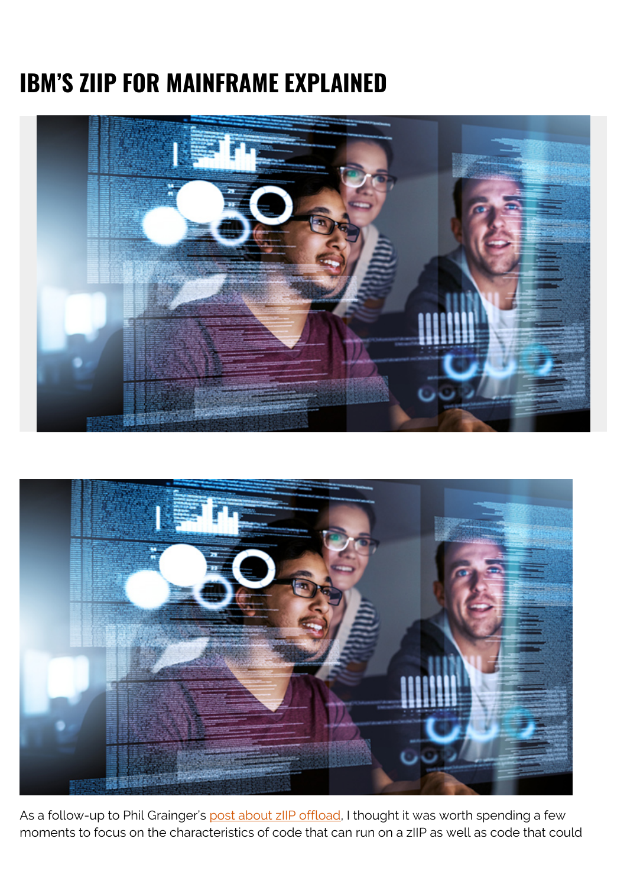# IBM'S ZIIP FOR MAINFRAME EXPLAINED

As a follow-up to Phil Grainger's [post about zIIP offload](), I thought it was worth spending a few moments to focus on the characteristics of code that can run on a zIIP as well as code that could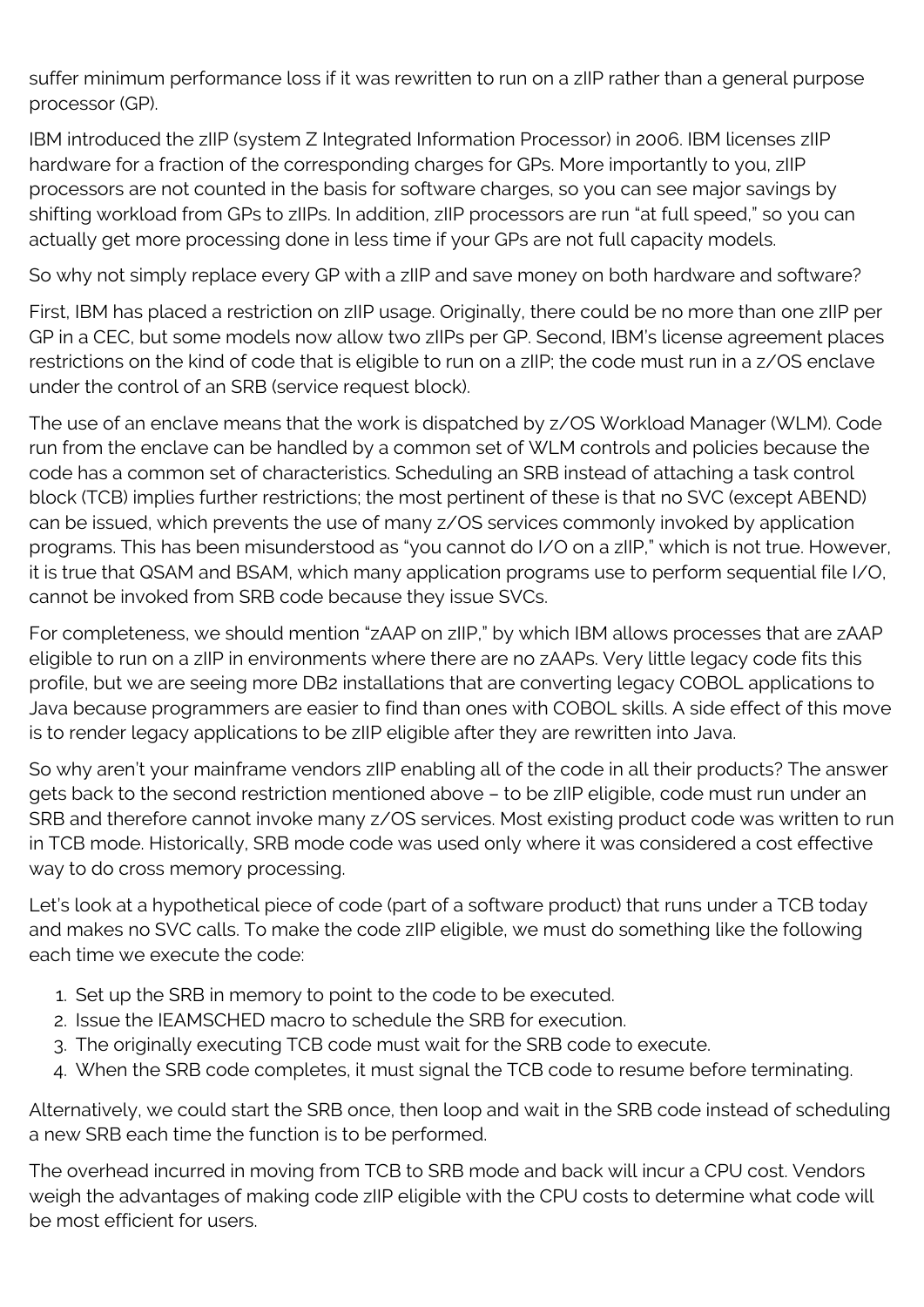suffer minimum performance loss if it was rewritten to run on a zIIP rather than a general purpose processor (GP).

IBM introduced the zIIP (system Z Integrated Information Processor) in 2006. IBM licenses zIIP hardware for a fraction of the corresponding charges for GPs. More importantly to you, zIIP processors are not counted in the basis for software charges, so you can see major savings by shifting workload from GPs to zIIPs. In addition, zIIP processors are run "at full speed," so you can actually get more processing done in less time if your GPs are not full capacity models.

So why not simply replace every GP with a zIIP and save money on both hardware and software?

First, IBM has placed a restriction on zIIP usage. Originally, there could be no more than one zIIP per GP in a CEC, but some models now allow two zIIPs per GP. Second, IBM's license agreement places restrictions on the kind of code that is eligible to run on a zIIP; the code must run in a z/OS enclave under the control of an SRB (service request block).

The use of an enclave means that the work is dispatched by z/OS Workload Manager (WLM). Code run from the enclave can be handled by a common set of WLM controls and policies because the code has a common set of characteristics. Scheduling an SRB instead of attaching a task control block (TCB) implies further restrictions; the most pertinent of these is that no SVC (except ABEND) can be issued, which prevents the use of many z/OS services commonly invoked by application programs. This has been misunderstood as "you cannot do I/O on a zIIP," which is not true. However, it is true that QSAM and BSAM, which many application programs use to perform sequential file I/O, cannot be invoked from SRB code because they issue SVCs.

For completeness, we should mention "zAAP on zIIP," by which IBM allows processes that are zAAP eligible to run on a zIIP in environments where there are no zAAPs. Very little legacy code fits this profile, but we are seeing more DB2 installations that are converting legacy COBOL applications to Java because programmers are easier to find than ones with COBOL skills. A side effect of this move is to render legacy applications to be zIIP eligible after they are rewritten into Java.

So why aren't your mainframe vendors zIIP enabling all of the code in all their products? The answer gets back to the second restriction mentioned above – to be zIIP eligible, code must run under an SRB and therefore cannot invoke many z/OS services. Most existing product code was written to run in TCB mode. Historically, SRB mode code was used only where it was considered a cost effective way to do cross memory processing.

Let's look at a hypothetical piece of code (part of a software product) that runs under a TCB today and makes no SVC calls. To make the code zIIP eligible, we must do something like the following each time we execute the code:

1. Set up the SRB in memory to point to the code to be executed.
2. Issue the IEAMSCHED macro to schedule the SRB for execution.
3. The originally executing TCB code must wait for the SRB code to execute.
4. When the SRB code completes, it must signal the TCB code to resume before terminating.

Alternatively, we could start the SRB once, then loop and wait in the SRB code instead of scheduling a new SRB each time the function is to be performed.

The overhead incurred in moving from TCB to SRB mode and back will incur a CPU cost. Vendors weigh the advantages of making code zIIP eligible with the CPU costs to determine what code will be most efficient for users.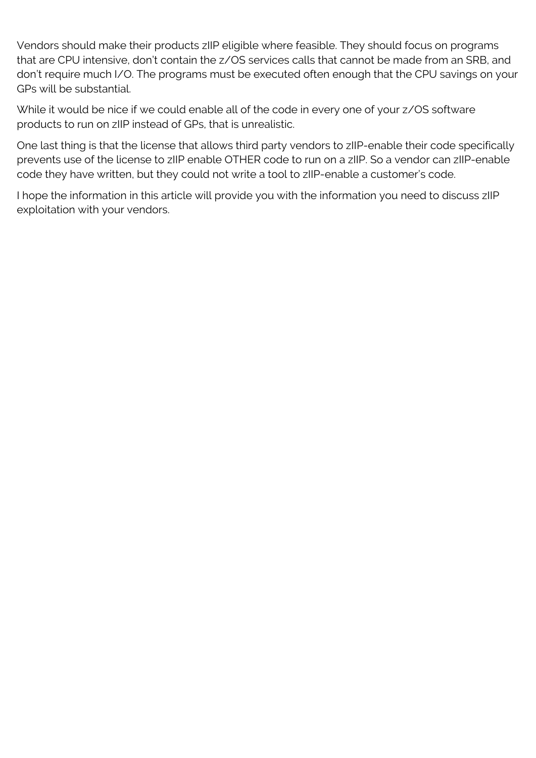Vendors should make their products zIIP eligible where feasible. They should focus on programs that are CPU intensive, don't contain the z/OS services calls that cannot be made from an SRB, and don't require much I/O. The programs must be executed often enough that the CPU savings on your GPs will be substantial.

While it would be nice if we could enable all of the code in every one of your z/OS software products to run on zIIP instead of GPs, that is unrealistic.

One last thing is that the license that allows third party vendors to zIIP-enable their code specifically prevents use of the license to zIIP enable OTHER code to run on a zIIP. So a vendor can zIIP-enable code they have written, but they could not write a tool to zIIP-enable a customer's code.

I hope the information in this article will provide you with the information you need to discuss zIIP exploitation with your vendors.